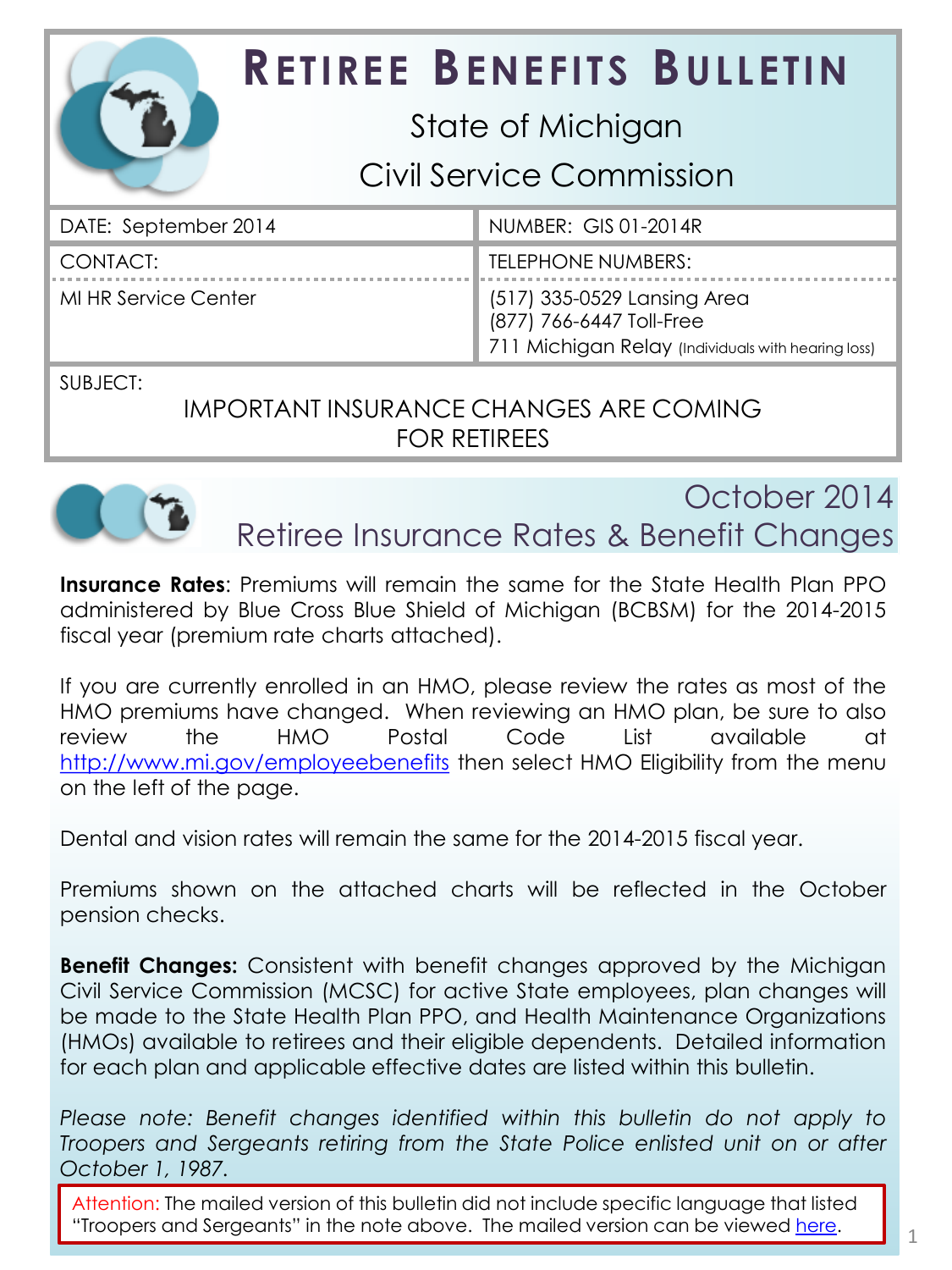# RETIREE BENEFITS BULLETIN

State of Michigan

Civil Service Commission

| DATE: September 2014 | NUMBER: GIS 01-2014R |
|---|---|
| CONTACT: | TELEPHONE NUMBERS: |
| MI HR Service Center | (517) 335-0529 Lansing Area<br>(877) 766-6447 Toll-Free<br>711 Michigan Relay (Individuals with hearing loss) |

SUBJECT:

IMPORTANT INSURANCE CHANGES ARE COMING FOR RETIREES

## October 2014
## Retiree Insurance Rates & Benefit Changes

**Insurance Rates**: Premiums will remain the same for the State Health Plan PPO administered by Blue Cross Blue Shield of Michigan (BCBSM) for the 2014-2015 fiscal year (premium rate charts attached).

If you are currently enrolled in an HMO, please review the rates as most of the HMO premiums have changed. When reviewing an HMO plan, be sure to also review the HMO Postal Code List available at http://www.mi.gov/employeebenefits then select HMO Eligibility from the menu on the left of the page.

Dental and vision rates will remain the same for the 2014-2015 fiscal year.

Premiums shown on the attached charts will be reflected in the October pension checks.

**Benefit Changes:** Consistent with benefit changes approved by the Michigan Civil Service Commission (MCSC) for active State employees, plan changes will be made to the State Health Plan PPO, and Health Maintenance Organizations (HMOs) available to retirees and their eligible dependents. Detailed information for each plan and applicable effective dates are listed within this bulletin.

*Please note: Benefit changes identified within this bulletin do not apply to Troopers and Sergeants retiring from the State Police enlisted unit on or after October 1, 1987.*

Attention: The mailed version of this bulletin did not include specific language that listed "Troopers and Sergeants" in the note above. The mailed version can be viewed here.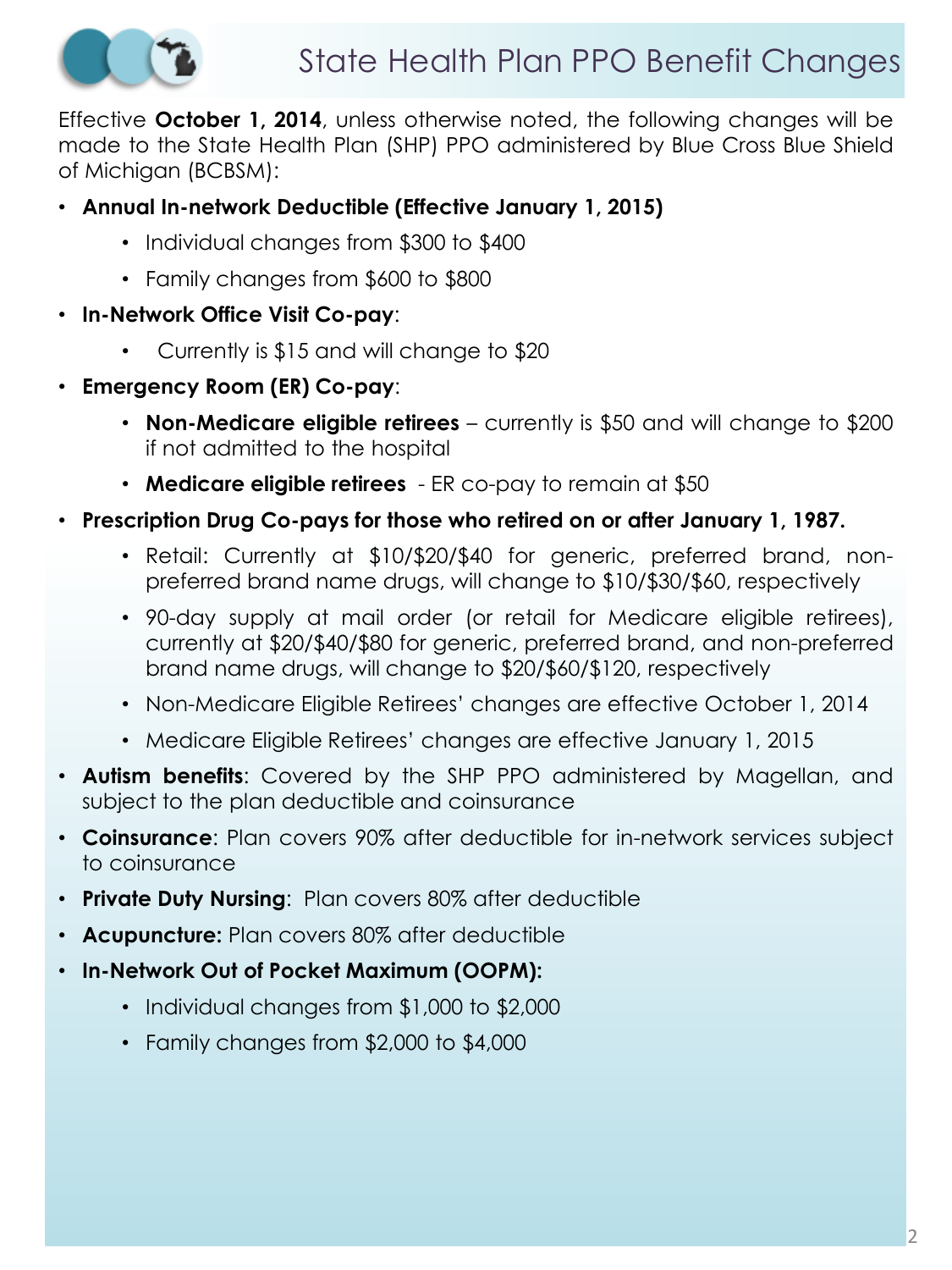# State Health Plan PPO Benefit Changes

Effective **October 1, 2014**, unless otherwise noted, the following changes will be made to the State Health Plan (SHP) PPO administered by Blue Cross Blue Shield of Michigan (BCBSM):

- **Annual In-network Deductible (Effective January 1, 2015)**
  - Individual changes from $300 to $400
  - Family changes from $600 to $800
- **In-Network Office Visit Co-pay**:
  - Currently is $15 and will change to $20
- **Emergency Room (ER) Co-pay**:
  - **Non-Medicare eligible retirees** – currently is $50 and will change to $200 if not admitted to the hospital
  - **Medicare eligible retirees** - ER co-pay to remain at $50
- **Prescription Drug Co-pays for those who retired on or after January 1, 1987.**
  - Retail: Currently at $10/$20/$40 for generic, preferred brand, non-preferred brand name drugs, will change to $10/$30/$60, respectively
  - 90-day supply at mail order (or retail for Medicare eligible retirees), currently at $20/$40/$80 for generic, preferred brand, and non-preferred brand name drugs, will change to $20/$60/$120, respectively
  - Non-Medicare Eligible Retirees' changes are effective October 1, 2014
  - Medicare Eligible Retirees' changes are effective January 1, 2015
- **Autism benefits**: Covered by the SHP PPO administered by Magellan, and subject to the plan deductible and coinsurance
- **Coinsurance**: Plan covers 90% after deductible for in-network services subject to coinsurance
- **Private Duty Nursing**: Plan covers 80% after deductible
- **Acupuncture:** Plan covers 80% after deductible
- **In-Network Out of Pocket Maximum (OOPM):**
  - Individual changes from $1,000 to $2,000
  - Family changes from $2,000 to $4,000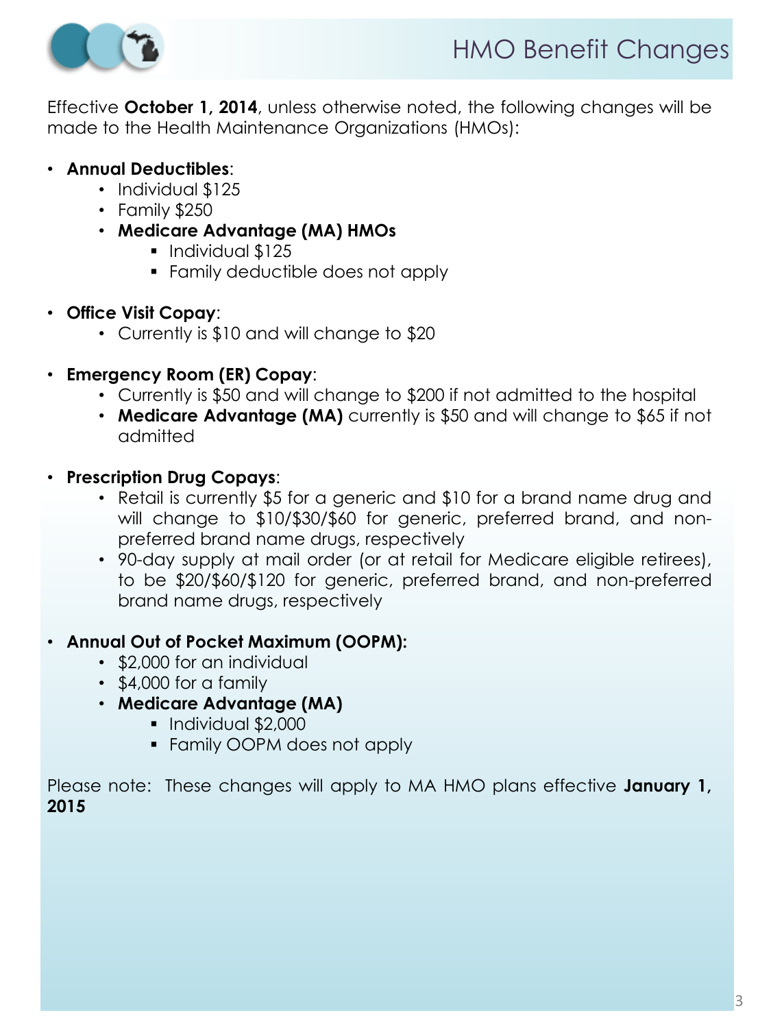# HMO Benefit Changes

Effective **October 1, 2014**, unless otherwise noted, the following changes will be made to the Health Maintenance Organizations (HMOs):

- **Annual Deductibles**:
  - Individual $125
  - Family $250
  - **Medicare Advantage (MA) HMOs**
    - Individual $125
    - Family deductible does not apply

- **Office Visit Copay**:
  - Currently is $10 and will change to $20

- **Emergency Room (ER) Copay**:
  - Currently is $50 and will change to $200 if not admitted to the hospital
  - **Medicare Advantage (MA)** currently is $50 and will change to $65 if not admitted

- **Prescription Drug Copays**:
  - Retail is currently $5 for a generic and $10 for a brand name drug and will change to $10/$30/$60 for generic, preferred brand, and non-preferred brand name drugs, respectively
  - 90-day supply at mail order (or at retail for Medicare eligible retirees), to be $20/$60/$120 for generic, preferred brand, and non-preferred brand name drugs, respectively

- **Annual Out of Pocket Maximum (OOPM):**
  - $2,000 for an individual
  - $4,000 for a family
  - **Medicare Advantage (MA)**
    - Individual $2,000
    - Family OOPM does not apply

Please note: These changes will apply to MA HMO plans effective **January 1, 2015**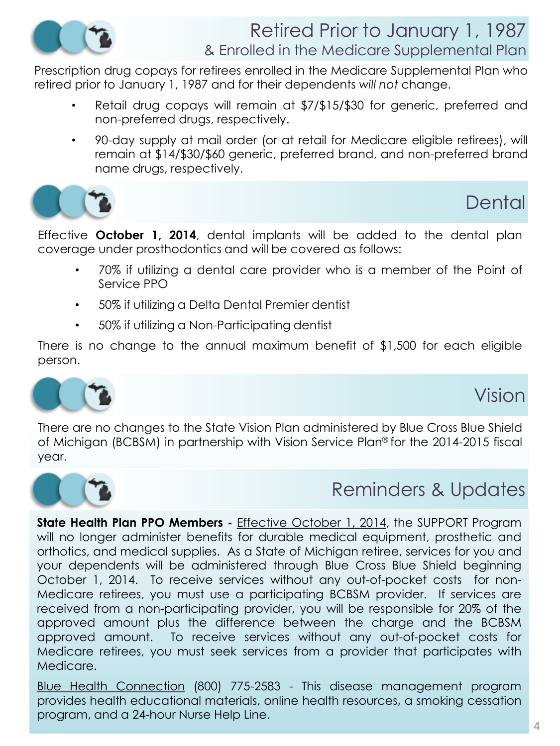## Retired Prior to January 1, 1987
### & Enrolled in the Medicare Supplemental Plan

Prescription drug copays for retirees enrolled in the Medicare Supplemental Plan who retired prior to January 1, 1987 and for their dependents *will not* change.

- Retail drug copays will remain at $7/$15/$30 for generic, preferred and non-preferred drugs, respectively.
- 90-day supply at mail order (or at retail for Medicare eligible retirees), will remain at $14/$30/$60 generic, preferred brand, and non-preferred brand name drugs, respectively.

## Dental

Effective **October 1, 2014**, dental implants will be added to the dental plan coverage under prosthodontics and will be covered as follows:

- 70% if utilizing a dental care provider who is a member of the Point of Service PPO
- 50% if utilizing a Delta Dental Premier dentist
- 50% if utilizing a Non-Participating dentist

There is no change to the annual maximum benefit of $1,500 for each eligible person.

## Vision

There are no changes to the State Vision Plan administered by Blue Cross Blue Shield of Michigan (BCBSM) in partnership with Vision Service Plan® for the 2014-2015 fiscal year.

## Reminders & Updates

**State Health Plan PPO Members -** Effective October 1, 2014, the SUPPORT Program will no longer administer benefits for durable medical equipment, prosthetic and orthotics, and medical supplies. As a State of Michigan retiree, services for you and your dependents will be administered through Blue Cross Blue Shield beginning October 1, 2014. To receive services without any out-of-pocket costs for non-Medicare retirees, you must use a participating BCBSM provider. If services are received from a non-participating provider, you will be responsible for 20% of the approved amount plus the difference between the charge and the BCBSM approved amount. To receive services without any out-of-pocket costs for Medicare retirees, you must seek services from a provider that participates with Medicare.

Blue Health Connection (800) 775-2583 - This disease management program provides health educational materials, online health resources, a smoking cessation program, and a 24-hour Nurse Help Line.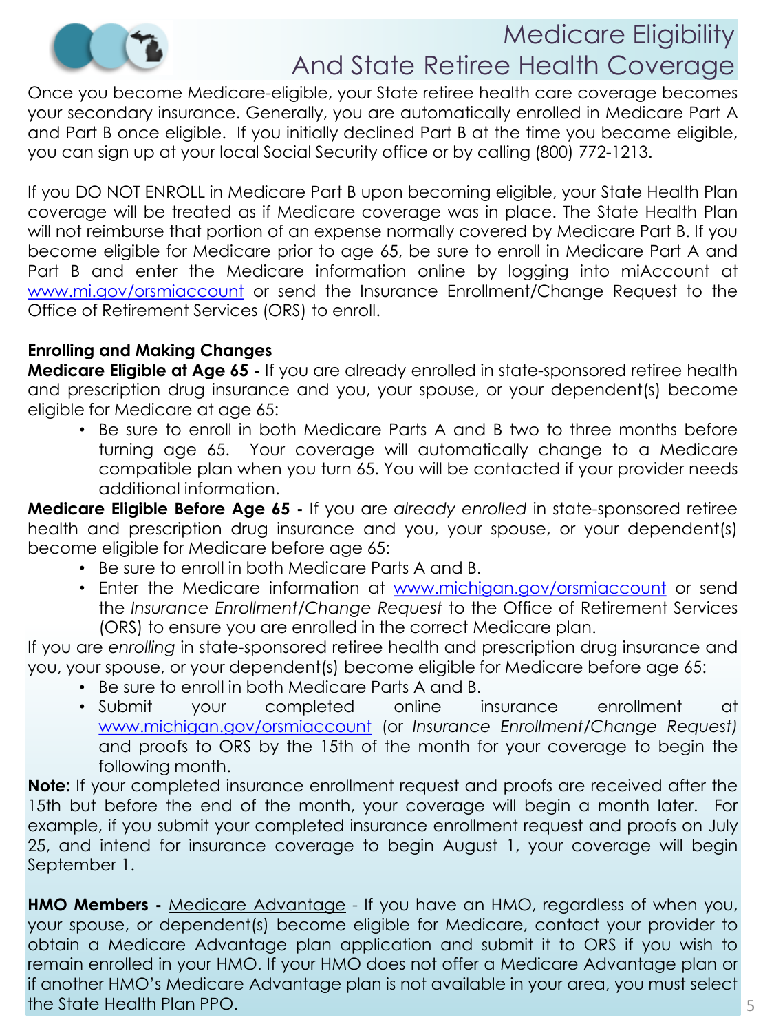# Medicare Eligibility And State Retiree Health Coverage

Once you become Medicare-eligible, your State retiree health care coverage becomes your secondary insurance. Generally, you are automatically enrolled in Medicare Part A and Part B once eligible. If you initially declined Part B at the time you became eligible, you can sign up at your local Social Security office or by calling (800) 772-1213.

If you DO NOT ENROLL in Medicare Part B upon becoming eligible, your State Health Plan coverage will be treated as if Medicare coverage was in place. The State Health Plan will not reimburse that portion of an expense normally covered by Medicare Part B. If you become eligible for Medicare prior to age 65, be sure to enroll in Medicare Part A and Part B and enter the Medicare information online by logging into miAccount at www.mi.gov/orsmiaccount or send the Insurance Enrollment/Change Request to the Office of Retirement Services (ORS) to enroll.

**Enrolling and Making Changes**

**Medicare Eligible at Age 65 -** If you are already enrolled in state-sponsored retiree health and prescription drug insurance and you, your spouse, or your dependent(s) become eligible for Medicare at age 65:

- Be sure to enroll in both Medicare Parts A and B two to three months before turning age 65. Your coverage will automatically change to a Medicare compatible plan when you turn 65. You will be contacted if your provider needs additional information.

**Medicare Eligible Before Age 65 -** If you are *already enrolled* in state-sponsored retiree health and prescription drug insurance and you, your spouse, or your dependent(s) become eligible for Medicare before age 65:

- Be sure to enroll in both Medicare Parts A and B.
- Enter the Medicare information at www.michigan.gov/orsmiaccount or send the *Insurance Enrollment/Change Request* to the Office of Retirement Services (ORS) to ensure you are enrolled in the correct Medicare plan.

If you are *enrolling* in state-sponsored retiree health and prescription drug insurance and you, your spouse, or your dependent(s) become eligible for Medicare before age 65:

- Be sure to enroll in both Medicare Parts A and B.
- Submit your completed online insurance enrollment at www.michigan.gov/orsmiaccount (or *Insurance Enrollment/Change Request)* and proofs to ORS by the 15th of the month for your coverage to begin the following month.

**Note:** If your completed insurance enrollment request and proofs are received after the 15th but before the end of the month, your coverage will begin a month later. For example, if you submit your completed insurance enrollment request and proofs on July 25, and intend for insurance coverage to begin August 1, your coverage will begin September 1.

**HMO Members -** Medicare Advantage - If you have an HMO, regardless of when you, your spouse, or dependent(s) become eligible for Medicare, contact your provider to obtain a Medicare Advantage plan application and submit it to ORS if you wish to remain enrolled in your HMO. If your HMO does not offer a Medicare Advantage plan or if another HMO's Medicare Advantage plan is not available in your area, you must select the State Health Plan PPO.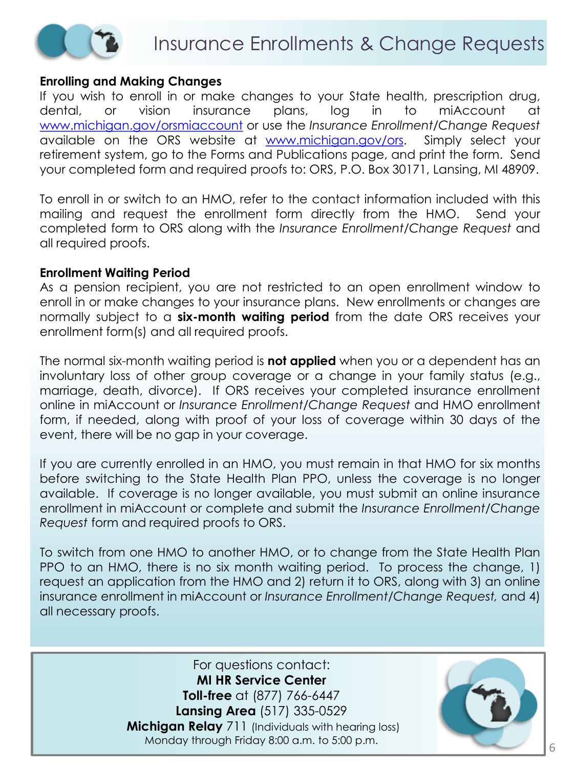# Insurance Enrollments & Change Requests

**Enrolling and Making Changes**

If you wish to enroll in or make changes to your State health, prescription drug, dental, or vision insurance plans, log in to miAccount at www.michigan.gov/orsmiaccount or use the *Insurance Enrollment/Change Request* available on the ORS website at www.michigan.gov/ors. Simply select your retirement system, go to the Forms and Publications page, and print the form. Send your completed form and required proofs to: ORS, P.O. Box 30171, Lansing, MI 48909.

To enroll in or switch to an HMO, refer to the contact information included with this mailing and request the enrollment form directly from the HMO. Send your completed form to ORS along with the *Insurance Enrollment/Change Request* and all required proofs.

**Enrollment Waiting Period**

As a pension recipient, you are not restricted to an open enrollment window to enroll in or make changes to your insurance plans. New enrollments or changes are normally subject to a **six-month waiting period** from the date ORS receives your enrollment form(s) and all required proofs.

The normal six-month waiting period is **not applied** when you or a dependent has an involuntary loss of other group coverage or a change in your family status (e.g., marriage, death, divorce). If ORS receives your completed insurance enrollment online in miAccount or *Insurance Enrollment/Change Request* and HMO enrollment form, if needed, along with proof of your loss of coverage within 30 days of the event, there will be no gap in your coverage.

If you are currently enrolled in an HMO, you must remain in that HMO for six months before switching to the State Health Plan PPO, unless the coverage is no longer available. If coverage is no longer available, you must submit an online insurance enrollment in miAccount or complete and submit the *Insurance Enrollment/Change Request* form and required proofs to ORS.

To switch from one HMO to another HMO, or to change from the State Health Plan PPO to an HMO, there is no six month waiting period. To process the change, 1) request an application from the HMO and 2) return it to ORS, along with 3) an online insurance enrollment in miAccount or *Insurance Enrollment/Change Request,* and 4) all necessary proofs.

For questions contact:
**MI HR Service Center**
**Toll-free** at (877) 766-6447
**Lansing Area** (517) 335-0529
**Michigan Relay** 711 (Individuals with hearing loss)
Monday through Friday 8:00 a.m. to 5:00 p.m.